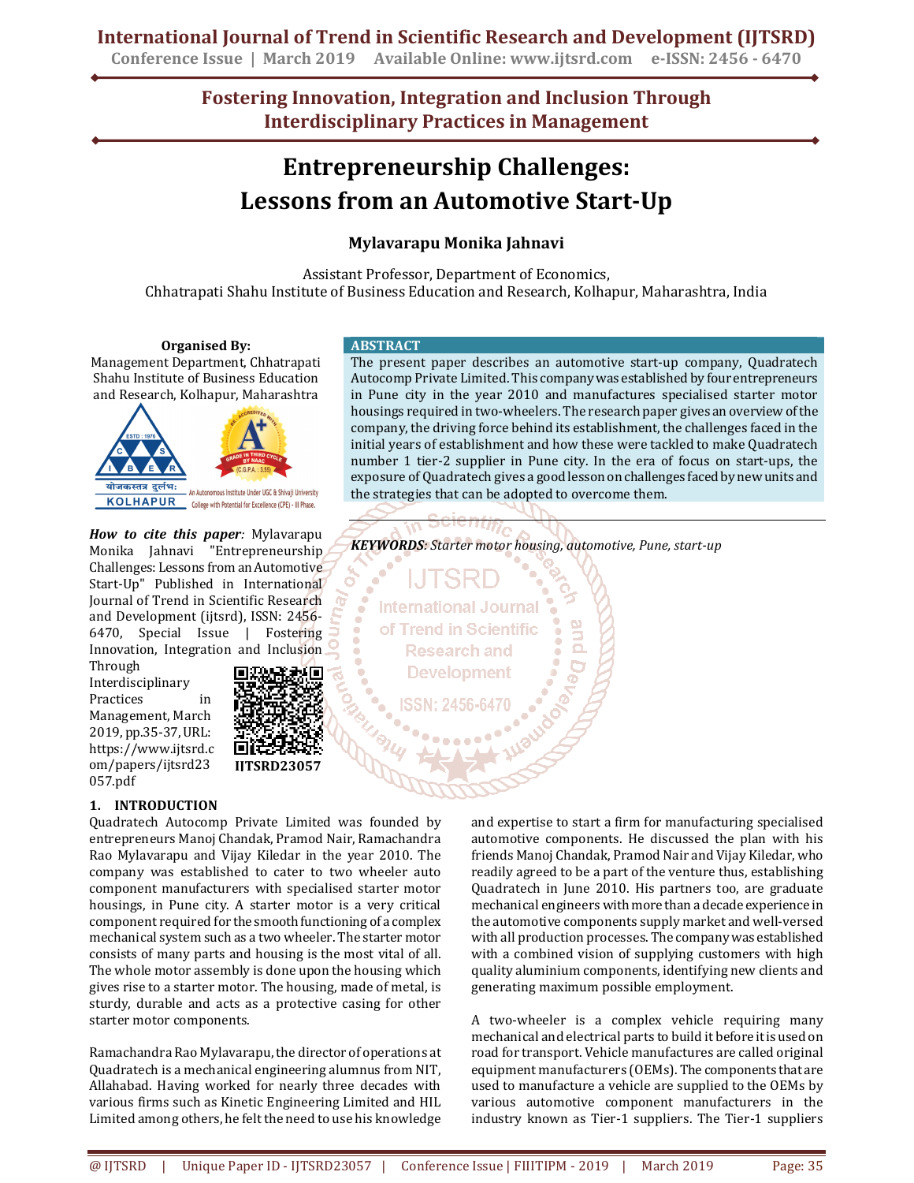# Fostering Innovation, Integration and Inclusion Through Interdisciplinary Practices in Management

# Entrepreneurship Challenges: Lessons from an Automotive Start-Up

**Mylavarapu Monika Jahnavi**

Assistant Professor, Department of Economics,
Chhatrapati Shahu Institute of Business Education and Research, Kolhapur, Maharashtra, India

**Organised By:**
Management Department, Chhatrapati Shahu Institute of Business Education and Research, Kolhapur, Maharashtra

***How to cite this paper:*** Mylavarapu Monika Jahnavi "Entrepreneurship Challenges: Lessons from an Automotive Start-Up" Published in International Journal of Trend in Scientific Research and Development (ijtsrd), ISSN: 2456-6470, Special Issue | Fostering Innovation, Integration and Inclusion Through Interdisciplinary Practices in Management, March 2019, pp.35-37, URL: https://www.ijtsrd.com/papers/ijtsrd23057.pdf

IJTSRD23057

## ABSTRACT

The present paper describes an automotive start-up company, Quadratech Autocomp Private Limited. This company was established by four entrepreneurs in Pune city in the year 2010 and manufactures specialised starter motor housings required in two-wheelers. The research paper gives an overview of the company, the driving force behind its establishment, the challenges faced in the initial years of establishment and how these were tackled to make Quadratech number 1 tier-2 supplier in Pune city. In the era of focus on start-ups, the exposure of Quadratech gives a good lesson on challenges faced by new units and the strategies that can be adopted to overcome them.

***KEYWORDS****: Starter motor housing, automotive, Pune, start-up*

## 1. INTRODUCTION

Quadratech Autocomp Private Limited was founded by entrepreneurs Manoj Chandak, Pramod Nair, Ramachandra Rao Mylavarapu and Vijay Kiledar in the year 2010. The company was established to cater to two wheeler auto component manufacturers with specialised starter motor housings, in Pune city. A starter motor is a very critical component required for the smooth functioning of a complex mechanical system such as a two wheeler. The starter motor consists of many parts and housing is the most vital of all. The whole motor assembly is done upon the housing which gives rise to a starter motor. The housing, made of metal, is sturdy, durable and acts as a protective casing for other starter motor components.

Ramachandra Rao Mylavarapu, the director of operations at Quadratech is a mechanical engineering alumnus from NIT, Allahabad. Having worked for nearly three decades with various firms such as Kinetic Engineering Limited and HIL Limited among others, he felt the need to use his knowledge and expertise to start a firm for manufacturing specialised automotive components. He discussed the plan with his friends Manoj Chandak, Pramod Nair and Vijay Kiledar, who readily agreed to be a part of the venture thus, establishing Quadratech in June 2010. His partners too, are graduate mechanical engineers with more than a decade experience in the automotive components supply market and well-versed with all production processes. The company was established with a combined vision of supplying customers with high quality aluminium components, identifying new clients and generating maximum possible employment.

A two-wheeler is a complex vehicle requiring many mechanical and electrical parts to build it before it is used on road for transport. Vehicle manufactures are called original equipment manufacturers (OEMs). The components that are used to manufacture a vehicle are supplied to the OEMs by various automotive component manufacturers in the industry known as Tier-1 suppliers. The Tier-1 suppliers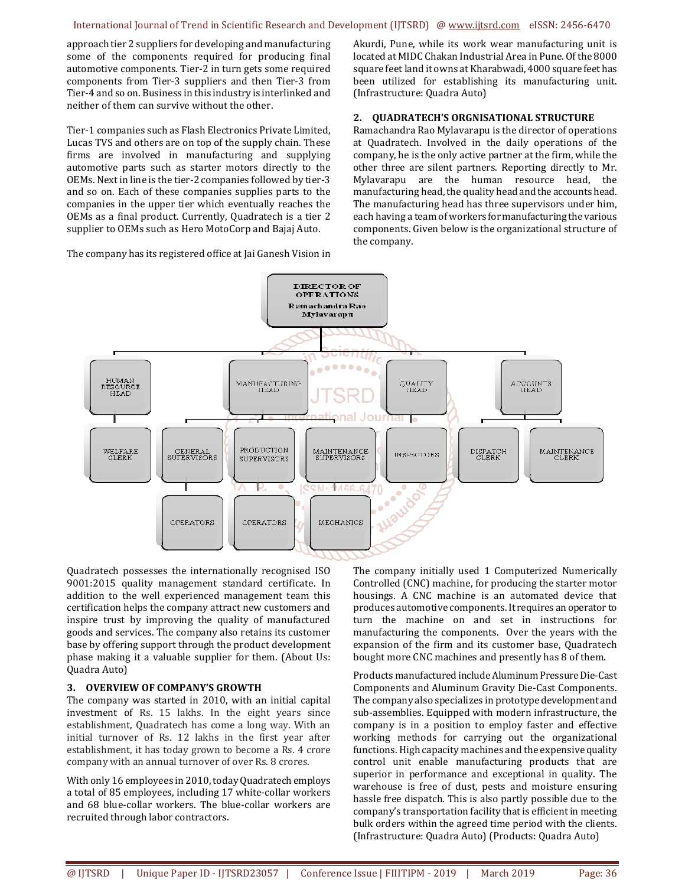approach tier 2 suppliers for developing and manufacturing some of the components required for producing final automotive components. Tier-2 in turn gets some required components from Tier-3 suppliers and then Tier-3 from Tier-4 and so on. Business in this industry is interlinked and neither of them can survive without the other.

Tier-1 companies such as Flash Electronics Private Limited, Lucas TVS and others are on top of the supply chain. These firms are involved in manufacturing and supplying automotive parts such as starter motors directly to the OEMs. Next in line is the tier-2 companies followed by tier-3 and so on. Each of these companies supplies parts to the companies in the upper tier which eventually reaches the OEMs as a final product. Currently, Quadratech is a tier 2 supplier to OEMs such as Hero MotoCorp and Bajaj Auto.

The company has its registered office at Jai Ganesh Vision in Akurdi, Pune, while its work wear manufacturing unit is located at MIDC Chakan Industrial Area in Pune. Of the 8000 square feet land it owns at Kharabwadi, 4000 square feet has been utilized for establishing its manufacturing unit. (Infrastructure: Quadra Auto)

## 2. QUADRATECH'S ORGNISATIONAL STRUCTURE

Ramachandra Rao Mylavarapu is the director of operations at Quadratech. Involved in the daily operations of the company, he is the only active partner at the firm, while the other three are silent partners. Reporting directly to Mr. Mylavarapu are the human resource head, the manufacturing head, the quality head and the accounts head. The manufacturing head has three supervisors under him, each having a team of workers for manufacturing the various components. Given below is the organizational structure of the company.

- DIRECTOR OF OPERATIONS – Ramachandra Rao Mylavarapu
  - HUMAN RESOURCE HEAD
    - WELFARE CLERK
  - MANUFACTURING HEAD
    - GENERAL SUPERVISORS
      - OPERATORS
    - PRODUCTION SUPERVISORS
      - OPERATORS
    - MAINTENANCE SUPERVISORS
      - MECHANICS
  - QUALITY HEAD
    - INSPECTORS
  - ACCOUNTS HEAD
    - DISPATCH CLERK
    - MAINTENANCE CLERK

Quadratech possesses the internationally recognised ISO 9001:2015 quality management standard certificate. In addition to the well experienced management team this certification helps the company attract new customers and inspire trust by improving the quality of manufactured goods and services. The company also retains its customer base by offering support through the product development phase making it a valuable supplier for them. (About Us: Quadra Auto)

## 3. OVERVIEW OF COMPANY'S GROWTH

The company was started in 2010, with an initial capital investment of Rs. 15 lakhs. In the eight years since establishment, Quadratech has come a long way. With an initial turnover of Rs. 12 lakhs in the first year after establishment, it has today grown to become a Rs. 4 crore company with an annual turnover of Rs. 8 crores.

With only 16 employees in 2010, today Quadratech employs a total of 85 employees, including 17 white-collar workers and 68 blue-collar workers. The blue-collar workers are recruited through labor contractors.

The company initially used 1 Computerized Numerically Controlled (CNC) machine, for producing the starter motor housings. A CNC machine is an automated device that produces automotive components. It requires an operator to turn the machine on and set in instructions for manufacturing the components. Over the years with the expansion of the firm and its customer base, Quadratech bought more CNC machines and presently has 8 of them.

Products manufactured include Aluminum Pressure Die-Cast Components and Aluminum Gravity Die-Cast Components. The company also specializes in prototype development and sub-assemblies. Equipped with modern infrastructure, the company is in a position to employ faster and effective working methods for carrying out the organizational functions. High capacity machines and the expensive quality control unit enable manufacturing products that are superior in performance and exceptional in quality. The warehouse is free of dust, pests and moisture ensuring hassle free dispatch. This is also partly possible due to the company's transportation facility that is efficient in meeting bulk orders within the agreed time period with the clients. (Infrastructure: Quadra Auto) (Products: Quadra Auto)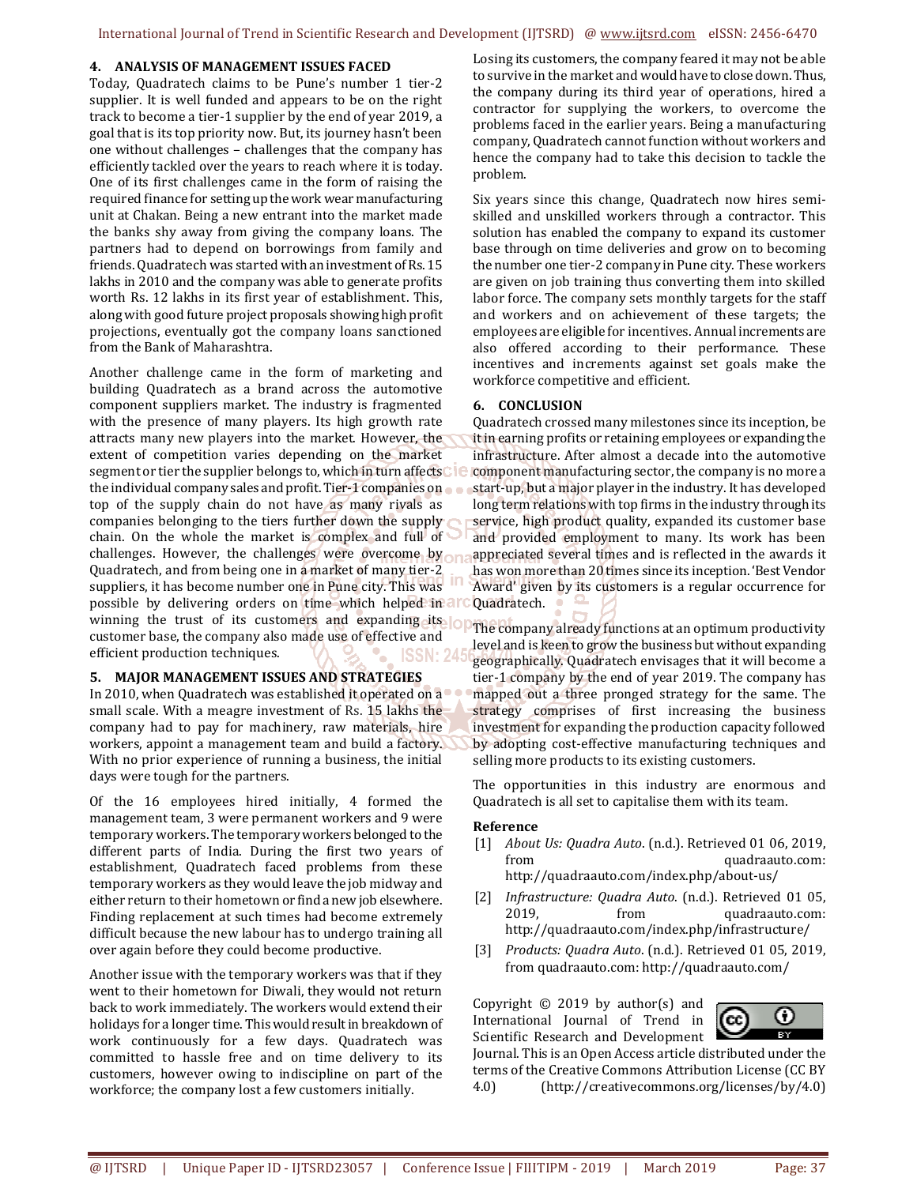## 4. ANALYSIS OF MANAGEMENT ISSUES FACED

Today, Quadratech claims to be Pune's number 1 tier-2 supplier. It is well funded and appears to be on the right track to become a tier-1 supplier by the end of year 2019, a goal that is its top priority now. But, its journey hasn't been one without challenges – challenges that the company has efficiently tackled over the years to reach where it is today. One of its first challenges came in the form of raising the required finance for setting up the work wear manufacturing unit at Chakan. Being a new entrant into the market made the banks shy away from giving the company loans. The partners had to depend on borrowings from family and friends. Quadratech was started with an investment of Rs. 15 lakhs in 2010 and the company was able to generate profits worth Rs. 12 lakhs in its first year of establishment. This, along with good future project proposals showing high profit projections, eventually got the company loans sanctioned from the Bank of Maharashtra.

Another challenge came in the form of marketing and building Quadratech as a brand across the automotive component suppliers market. The industry is fragmented with the presence of many players. Its high growth rate attracts many new players into the market. However, the extent of competition varies depending on the market segment or tier the supplier belongs to, which in turn affects the individual company sales and profit. Tier-1 companies on top of the supply chain do not have as many rivals as companies belonging to the tiers further down the supply chain. On the whole the market is complex and full of challenges. However, the challenges were overcome by Quadratech, and from being one in a market of many tier-2 suppliers, it has become number one in Pune city. This was possible by delivering orders on time which helped in winning the trust of its customers and expanding its customer base, the company also made use of effective and efficient production techniques.

## 5. MAJOR MANAGEMENT ISSUES AND STRATEGIES

In 2010, when Quadratech was established it operated on a small scale. With a meagre investment of Rs. 15 lakhs the company had to pay for machinery, raw materials, hire workers, appoint a management team and build a factory. With no prior experience of running a business, the initial days were tough for the partners.

Of the 16 employees hired initially, 4 formed the management team, 3 were permanent workers and 9 were temporary workers. The temporary workers belonged to the different parts of India. During the first two years of establishment, Quadratech faced problems from these temporary workers as they would leave the job midway and either return to their hometown or find a new job elsewhere. Finding replacement at such times had become extremely difficult because the new labour has to undergo training all over again before they could become productive.

Another issue with the temporary workers was that if they went to their hometown for Diwali, they would not return back to work immediately. The workers would extend their holidays for a longer time. This would result in breakdown of work continuously for a few days. Quadratech was committed to hassle free and on time delivery to its customers, however owing to indiscipline on part of the workforce; the company lost a few customers initially.

Losing its customers, the company feared it may not be able to survive in the market and would have to close down. Thus, the company during its third year of operations, hired a contractor for supplying the workers, to overcome the problems faced in the earlier years. Being a manufacturing company, Quadratech cannot function without workers and hence the company had to take this decision to tackle the problem.

Six years since this change, Quadratech now hires semi-skilled and unskilled workers through a contractor. This solution has enabled the company to expand its customer base through on time deliveries and grow on to becoming the number one tier-2 company in Pune city. These workers are given on job training thus converting them into skilled labor force. The company sets monthly targets for the staff and workers and on achievement of these targets; the employees are eligible for incentives. Annual increments are also offered according to their performance. These incentives and increments against set goals make the workforce competitive and efficient.

## 6. CONCLUSION

Quadratech crossed many milestones since its inception, be it in earning profits or retaining employees or expanding the infrastructure. After almost a decade into the automotive component manufacturing sector, the company is no more a start-up, but a major player in the industry. It has developed long term relations with top firms in the industry through its service, high product quality, expanded its customer base and provided employment to many. Its work has been appreciated several times and is reflected in the awards it has won more than 20 times since its inception. 'Best Vendor Award' given by its customers is a regular occurrence for Quadratech.

The company already functions at an optimum productivity level and is keen to grow the business but without expanding geographically. Quadratech envisages that it will become a tier-1 company by the end of year 2019. The company has mapped out a three pronged strategy for the same. The strategy comprises of first increasing the business investment for expanding the production capacity followed by adopting cost-effective manufacturing techniques and selling more products to its existing customers.

The opportunities in this industry are enormous and Quadratech is all set to capitalise them with its team.

## Reference

[1] *About Us: Quadra Auto*. (n.d.). Retrieved 01 06, 2019, from quadraauto.com: http://quadraauto.com/index.php/about-us/

[2] *Infrastructure: Quadra Auto*. (n.d.). Retrieved 01 05, 2019, from quadraauto.com: http://quadraauto.com/index.php/infrastructure/

[3] *Products: Quadra Auto*. (n.d.). Retrieved 01 05, 2019, from quadraauto.com: http://quadraauto.com/

Copyright © 2019 by author(s) and International Journal of Trend in Scientific Research and Development Journal. This is an Open Access article distributed under the terms of the Creative Commons Attribution License (CC BY 4.0) (http://creativecommons.org/licenses/by/4.0)